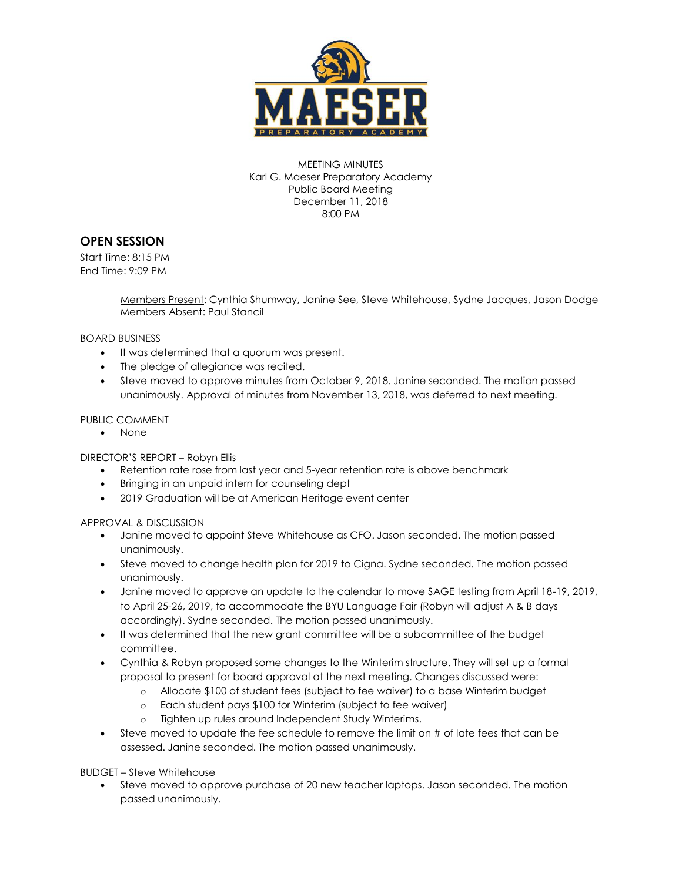MEETING MINUTES
Karl G. Maeser Preparatory Academy
Public Board Meeting
December 11, 2018
8:00 PM

## OPEN SESSION

Start Time: 8:15 PM
End Time: 9:09 PM

Members Present: Cynthia Shumway, Janine See, Steve Whitehouse, Sydne Jacques, Jason Dodge
Members Absent: Paul Stancil

BOARD BUSINESS

- It was determined that a quorum was present.
- The pledge of allegiance was recited.
- Steve moved to approve minutes from October 9, 2018. Janine seconded. The motion passed unanimously. Approval of minutes from November 13, 2018, was deferred to next meeting.

PUBLIC COMMENT

- None

DIRECTOR'S REPORT – Robyn Ellis

- Retention rate rose from last year and 5-year retention rate is above benchmark
- Bringing in an unpaid intern for counseling dept
- 2019 Graduation will be at American Heritage event center

APPROVAL & DISCUSSION

- Janine moved to appoint Steve Whitehouse as CFO. Jason seconded. The motion passed unanimously.
- Steve moved to change health plan for 2019 to Cigna. Sydne seconded. The motion passed unanimously.
- Janine moved to approve an update to the calendar to move SAGE testing from April 18-19, 2019, to April 25-26, 2019, to accommodate the BYU Language Fair (Robyn will adjust A & B days accordingly). Sydne seconded. The motion passed unanimously.
- It was determined that the new grant committee will be a subcommittee of the budget committee.
- Cynthia & Robyn proposed some changes to the Winterim structure. They will set up a formal proposal to present for board approval at the next meeting. Changes discussed were:
  - Allocate $100 of student fees (subject to fee waiver) to a base Winterim budget
  - Each student pays $100 for Winterim (subject to fee waiver)
  - Tighten up rules around Independent Study Winterims.
- Steve moved to update the fee schedule to remove the limit on # of late fees that can be assessed. Janine seconded. The motion passed unanimously.

BUDGET – Steve Whitehouse

- Steve moved to approve purchase of 20 new teacher laptops. Jason seconded. The motion passed unanimously.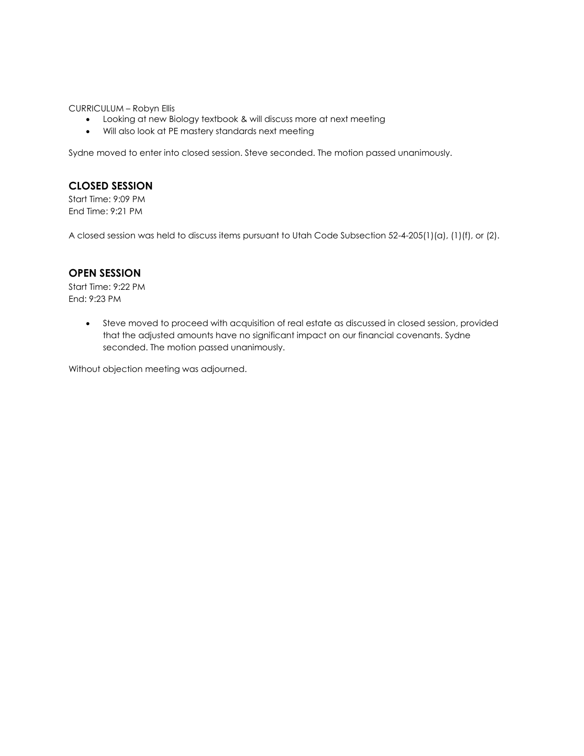CURRICULUM – Robyn Ellis

- Looking at new Biology textbook & will discuss more at next meeting
- Will also look at PE mastery standards next meeting

Sydne moved to enter into closed session. Steve seconded. The motion passed unanimously.

## CLOSED SESSION

Start Time: 9:09 PM
End Time: 9:21 PM

A closed session was held to discuss items pursuant to Utah Code Subsection 52-4-205(1)(a), (1)(f), or (2).

## OPEN SESSION

Start Time: 9:22 PM
End: 9:23 PM

- Steve moved to proceed with acquisition of real estate as discussed in closed session, provided that the adjusted amounts have no significant impact on our financial covenants. Sydne seconded. The motion passed unanimously.

Without objection meeting was adjourned.